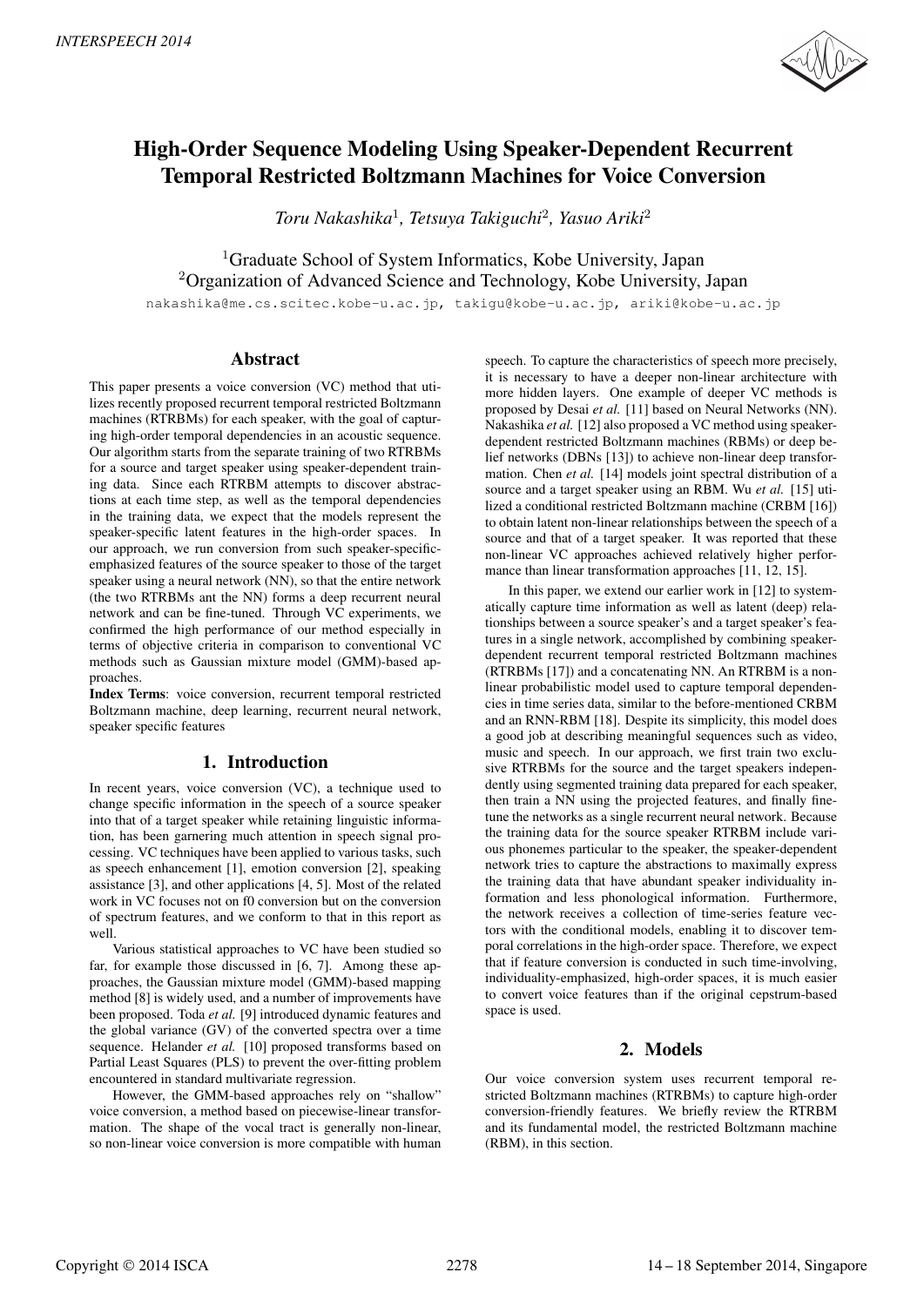# High-Order Sequence Modeling Using Speaker-Dependent Recurrent Temporal Restricted Boltzmann Machines for Voice Conversion

*Toru Nakashika*[1], *Tetsuya Takiguchi*[2], *Yasuo Ariki*[2]

[1]Graduate School of System Informatics, Kobe University, Japan
[2]Organization of Advanced Science and Technology, Kobe University, Japan

nakashika@me.cs.scitec.kobe-u.ac.jp, takigu@kobe-u.ac.jp, ariki@kobe-u.ac.jp

## Abstract

This paper presents a voice conversion (VC) method that utilizes recently proposed recurrent temporal restricted Boltzmann machines (RTRBMs) for each speaker, with the goal of capturing high-order temporal dependencies in an acoustic sequence. Our algorithm starts from the separate training of two RTRBMs for a source and target speaker using speaker-dependent training data. Since each RTRBM attempts to discover abstractions at each time step, as well as the temporal dependencies in the training data, we expect that the models represent the speaker-specific latent features in the high-order spaces. In our approach, we run conversion from such speaker-specific-emphasized features of the source speaker to those of the target speaker using a neural network (NN), so that the entire network (the two RTRBMs ant the NN) forms a deep recurrent neural network and can be fine-tuned. Through VC experiments, we confirmed the high performance of our method especially in terms of objective criteria in comparison to conventional VC methods such as Gaussian mixture model (GMM)-based approaches.

**Index Terms**: voice conversion, recurrent temporal restricted Boltzmann machine, deep learning, recurrent neural network, speaker specific features

## 1. Introduction

In recent years, voice conversion (VC), a technique used to change specific information in the speech of a source speaker into that of a target speaker while retaining linguistic information, has been garnering much attention in speech signal processing. VC techniques have been applied to various tasks, such as speech enhancement [1], emotion conversion [2], speaking assistance [3], and other applications [4, 5]. Most of the related work in VC focuses not on f0 conversion but on the conversion of spectrum features, and we conform to that in this report as well.

Various statistical approaches to VC have been studied so far, for example those discussed in [6, 7]. Among these approaches, the Gaussian mixture model (GMM)-based mapping method [8] is widely used, and a number of improvements have been proposed. Toda *et al.* [9] introduced dynamic features and the global variance (GV) of the converted spectra over a time sequence. Helander *et al.* [10] proposed transforms based on Partial Least Squares (PLS) to prevent the over-fitting problem encountered in standard multivariate regression.

However, the GMM-based approaches rely on "shallow" voice conversion, a method based on piecewise-linear transformation. The shape of the vocal tract is generally non-linear, so non-linear voice conversion is more compatible with human speech. To capture the characteristics of speech more precisely, it is necessary to have a deeper non-linear architecture with more hidden layers. One example of deeper VC methods is proposed by Desai *et al.* [11] based on Neural Networks (NN). Nakashika *et al.* [12] also proposed a VC method using speaker-dependent restricted Boltzmann machines (RBMs) or deep belief networks (DBNs [13]) to achieve non-linear deep transformation. Chen *et al.* [14] models joint spectral distribution of a source and a target speaker using an RBM. Wu *et al.* [15] utilized a conditional restricted Boltzmann machine (CRBM [16]) to obtain latent non-linear relationships between the speech of a source and that of a target speaker. It was reported that these non-linear VC approaches achieved relatively higher performance than linear transformation approaches [11, 12, 15].

In this paper, we extend our earlier work in [12] to systematically capture time information as well as latent (deep) relationships between a source speaker's and a target speaker's features in a single network, accomplished by combining speaker-dependent recurrent temporal restricted Boltzmann machines (RTRBMs [17]) and a concatenating NN. An RTRBM is a non-linear probabilistic model used to capture temporal dependencies in time series data, similar to the before-mentioned CRBM and an RNN-RBM [18]. Despite its simplicity, this model does a good job at describing meaningful sequences such as video, music and speech. In our approach, we first train two exclusive RTRBMs for the source and the target speakers independently using segmented training data prepared for each speaker, then train a NN using the projected features, and finally fine-tune the networks as a single recurrent neural network. Because the training data for the source speaker RTRBM include various phonemes particular to the speaker, the speaker-dependent network tries to capture the abstractions to maximally express the training data that have abundant speaker individuality information and less phonological information. Furthermore, the network receives a collection of time-series feature vectors with the conditional models, enabling it to discover temporal correlations in the high-order space. Therefore, we expect that if feature conversion is conducted in such time-involving, individuality-emphasized, high-order spaces, it is much easier to convert voice features than if the original cepstrum-based space is used.

## 2. Models

Our voice conversion system uses recurrent temporal restricted Boltzmann machines (RTRBMs) to capture high-order conversion-friendly features. We briefly review the RTRBM and its fundamental model, the restricted Boltzmann machine (RBM), in this section.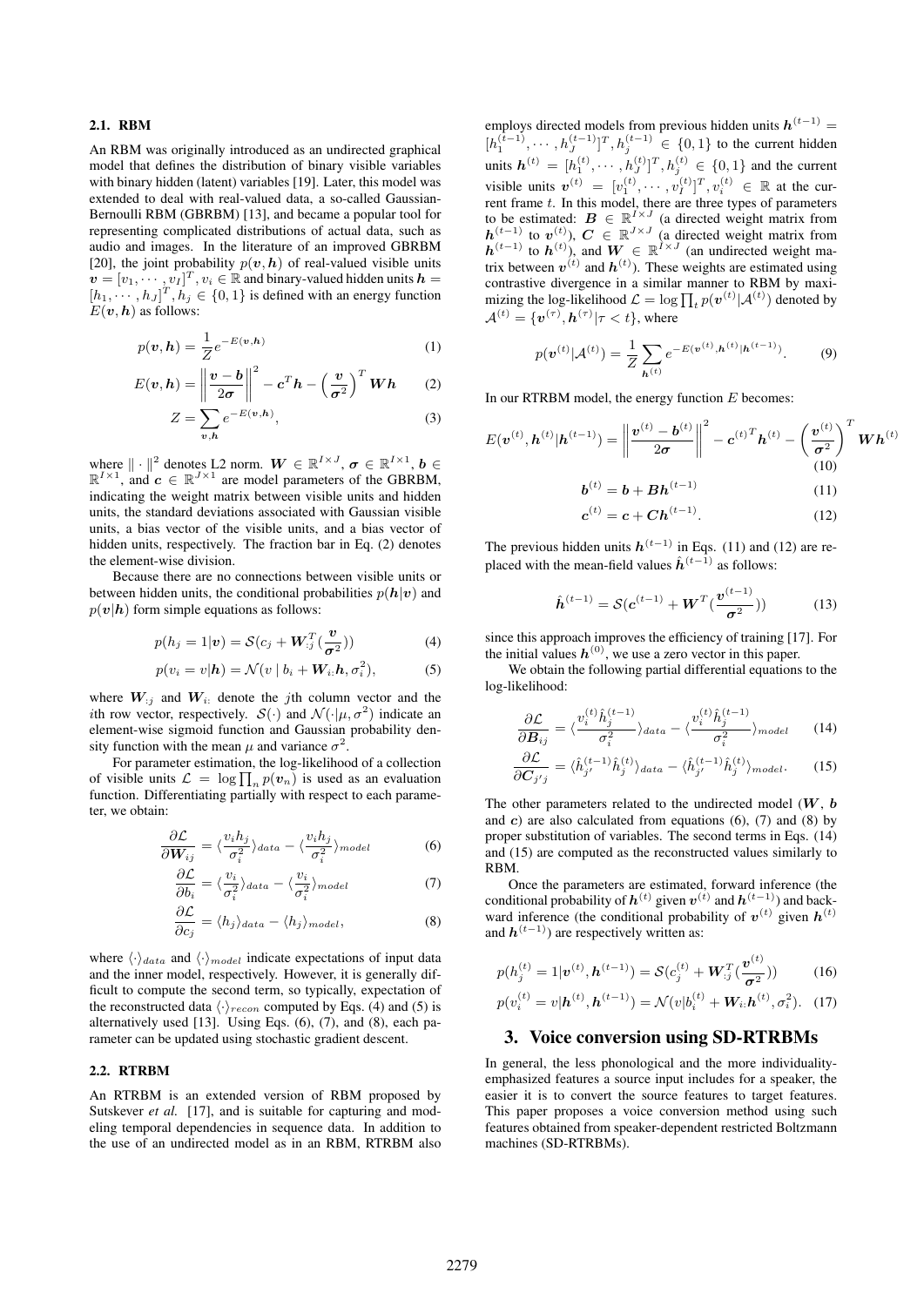### 2.1. RBM

An RBM was originally introduced as an undirected graphical model that defines the distribution of binary visible variables with binary hidden (latent) variables [19]. Later, this model was extended to deal with real-valued data, a so-called Gaussian-Bernoulli RBM (GBRBM) [13], and became a popular tool for representing complicated distributions of actual data, such as audio and images. In the literature of an improved GBRBM [20], the joint probability $p(\boldsymbol{v}, \boldsymbol{h})$ of real-valued visible units $\boldsymbol{v} = [v_1, \cdots, v_I]^T, v_i \in \mathbb{R}$ and binary-valued hidden units $\boldsymbol{h} = [h_1, \cdots, h_J]^T, h_j \in \{0, 1\}$ is defined with an energy function $E(\boldsymbol{v}, \boldsymbol{h})$ as follows:

$$p(\boldsymbol{v}, \boldsymbol{h}) = \frac{1}{Z} e^{-E(\boldsymbol{v}, \boldsymbol{h})} \tag{1}$$

$$E(\boldsymbol{v}, \boldsymbol{h}) = \left\| \frac{\boldsymbol{v} - \boldsymbol{b}}{2\boldsymbol{\sigma}} \right\|^2 - \boldsymbol{c}^T \boldsymbol{h} - \left( \frac{\boldsymbol{v}}{\boldsymbol{\sigma}^2} \right)^T \boldsymbol{W} \boldsymbol{h} \tag{2}$$

$$Z = \sum_{\boldsymbol{v}, \boldsymbol{h}} e^{-E(\boldsymbol{v}, \boldsymbol{h})}, \tag{3}$$

where $\| \cdot \|^2$ denotes L2 norm. $\boldsymbol{W} \in \mathbb{R}^{I \times J}$, $\boldsymbol{\sigma} \in \mathbb{R}^{I \times 1}$, $\boldsymbol{b} \in \mathbb{R}^{I \times 1}$, and $\boldsymbol{c} \in \mathbb{R}^{J \times 1}$ are model parameters of the GBRBM, indicating the weight matrix between visible units and hidden units, the standard deviations associated with Gaussian visible units, a bias vector of the visible units, and a bias vector of hidden units, respectively. The fraction bar in Eq. (2) denotes the element-wise division.

Because there are no connections between visible units or between hidden units, the conditional probabilities $p(\boldsymbol{h}|\boldsymbol{v})$ and $p(\boldsymbol{v}|\boldsymbol{h})$ form simple equations as follows:

$$p(h_j = 1|\boldsymbol{v}) = \mathcal{S}(c_j + \boldsymbol{W}_{:j}^T (\frac{\boldsymbol{v}}{\boldsymbol{\sigma}^2})) \tag{4}$$

$$p(v_i = v|\boldsymbol{h}) = \mathcal{N}(v \mid b_i + \boldsymbol{W}_{i:} \boldsymbol{h}, \sigma_i^2), \tag{5}$$

where $\boldsymbol{W}_{:j}$ and $\boldsymbol{W}_{i:}$ denote the $j$th column vector and the $i$th row vector, respectively. $\mathcal{S}(\cdot)$ and $\mathcal{N}(\cdot|\mu, \sigma^2)$ indicate an element-wise sigmoid function and Gaussian probability density function with the mean $\mu$ and variance $\sigma^2$.

For parameter estimation, the log-likelihood of a collection of visible units $\mathcal{L} = \log \prod_n p(\boldsymbol{v}_n)$ is used as an evaluation function. Differentiating partially with respect to each parameter, we obtain:

$$\frac{\partial \mathcal{L}}{\partial \boldsymbol{W}_{ij}} = \langle \frac{v_i h_j}{\sigma_i^2} \rangle_{data} - \langle \frac{v_i h_j}{\sigma_i^2} \rangle_{model} \tag{6}$$

$$\frac{\partial \mathcal{L}}{\partial b_i} = \langle \frac{v_i}{\sigma_i^2} \rangle_{data} - \langle \frac{v_i}{\sigma_i^2} \rangle_{model} \tag{7}$$

$$\frac{\partial \mathcal{L}}{\partial c_j} = \langle h_j \rangle_{data} - \langle h_j \rangle_{model}, \tag{8}$$

where $\langle \cdot \rangle_{data}$ and $\langle \cdot \rangle_{model}$ indicate expectations of input data and the inner model, respectively. However, it is generally difficult to compute the second term, so typically, expectation of the reconstructed data $\langle \cdot \rangle_{recon}$ computed by Eqs. (4) and (5) is alternatively used [13]. Using Eqs. (6), (7), and (8), each parameter can be updated using stochastic gradient descent.

### 2.2. RTRBM

An RTRBM is an extended version of RBM proposed by Sutskever *et al.* [17], and is suitable for capturing and modeling temporal dependencies in sequence data. In addition to the use of an undirected model as in an RBM, RTRBM also employs directed models from previous hidden units $\boldsymbol{h}^{(t-1)} = [h_1^{(t-1)}, \cdots, h_J^{(t-1)}]^T, h_j^{(t-1)} \in \{0, 1\}$ to the current hidden units $\boldsymbol{h}^{(t)} = [h_1^{(t)}, \cdots, h_J^{(t)}]^T, h_j^{(t)} \in \{0, 1\}$ and the current visible units $\boldsymbol{v}^{(t)} = [v_1^{(t)}, \cdots, v_I^{(t)}]^T, v_i^{(t)} \in \mathbb{R}$ at the current frame $t$. In this model, there are three types of parameters to be estimated: $\boldsymbol{B} \in \mathbb{R}^{I \times J}$ (a directed weight matrix from $\boldsymbol{h}^{(t-1)}$ to $\boldsymbol{v}^{(t)}$), $\boldsymbol{C} \in \mathbb{R}^{J \times J}$ (a directed weight matrix from $\boldsymbol{h}^{(t-1)}$ to $\boldsymbol{h}^{(t)}$), and $\boldsymbol{W} \in \mathbb{R}^{I \times J}$ (an undirected weight matrix between $\boldsymbol{v}^{(t)}$ and $\boldsymbol{h}^{(t)}$). These weights are estimated using contrastive divergence in a similar manner to RBM by maximizing the log-likelihood $\mathcal{L} = \log \prod_t p(\boldsymbol{v}^{(t)}|\mathcal{A}^{(t)})$ denoted by $\mathcal{A}^{(t)} = \{\boldsymbol{v}^{(\tau)}, \boldsymbol{h}^{(\tau)} | \tau < t\}$, where

$$p(\boldsymbol{v}^{(t)}|\mathcal{A}^{(t)}) = \frac{1}{Z} \sum_{\boldsymbol{h}^{(t)}} e^{-E(\boldsymbol{v}^{(t)}, \boldsymbol{h}^{(t)} | \boldsymbol{h}^{(t-1)})}. \tag{9}$$

In our RTRBM model, the energy function $E$ becomes:

$$E(\boldsymbol{v}^{(t)}, \boldsymbol{h}^{(t)} | \boldsymbol{h}^{(t-1)}) = \left\| \frac{\boldsymbol{v}^{(t)} - \boldsymbol{b}^{(t)}}{2\boldsymbol{\sigma}} \right\|^2 - \boldsymbol{c}^{(t)T} \boldsymbol{h}^{(t)} - \left( \frac{\boldsymbol{v}^{(t)}}{\boldsymbol{\sigma}^2} \right)^T \boldsymbol{W} \boldsymbol{h}^{(t)} \tag{10}$$

$$\boldsymbol{b}^{(t)} = \boldsymbol{b} + \boldsymbol{B} \boldsymbol{h}^{(t-1)} \tag{11}$$

$$\boldsymbol{c}^{(t)} = \boldsymbol{c} + \boldsymbol{C} \boldsymbol{h}^{(t-1)}. \tag{12}$$

The previous hidden units $\boldsymbol{h}^{(t-1)}$ in Eqs. (11) and (12) are replaced with the mean-field values $\hat{\boldsymbol{h}}^{(t-1)}$ as follows:

$$\hat{\boldsymbol{h}}^{(t-1)} = \mathcal{S}(\boldsymbol{c}^{(t-1)} + \boldsymbol{W}^T (\frac{\boldsymbol{v}^{(t-1)}}{\boldsymbol{\sigma}^2})) \tag{13}$$

since this approach improves the efficiency of training [17]. For the initial values $\boldsymbol{h}^{(0)}$, we use a zero vector in this paper.

We obtain the following partial differential equations to the log-likelihood:

$$\frac{\partial \mathcal{L}}{\partial \boldsymbol{B}_{ij}} = \langle \frac{v_i^{(t)} \hat{h}_j^{(t-1)}}{\sigma_i^2} \rangle_{data} - \langle \frac{v_i^{(t)} \hat{h}_j^{(t-1)}}{\sigma_i^2} \rangle_{model} \tag{14}$$

$$\frac{\partial \mathcal{L}}{\partial \boldsymbol{C}_{j'j}} = \langle \hat{h}_{j'}^{(t-1)} \hat{h}_j^{(t)} \rangle_{data} - \langle \hat{h}_{j'}^{(t-1)} \hat{h}_j^{(t)} \rangle_{model}. \tag{15}$$

The other parameters related to the undirected model ($\boldsymbol{W}$, $\boldsymbol{b}$ and $\boldsymbol{c}$) are also calculated from equations (6), (7) and (8) by proper substitution of variables. The second terms in Eqs. (14) and (15) are computed as the reconstructed values similarly to RBM.

Once the parameters are estimated, forward inference (the conditional probability of $\boldsymbol{h}^{(t)}$ given $\boldsymbol{v}^{(t)}$ and $\boldsymbol{h}^{(t-1)}$) and backward inference (the conditional probability of $\boldsymbol{v}^{(t)}$ given $\boldsymbol{h}^{(t)}$ and $\boldsymbol{h}^{(t-1)}$) are respectively written as:

$$p(h_j^{(t)} = 1|\boldsymbol{v}^{(t)}, \boldsymbol{h}^{(t-1)}) = \mathcal{S}(c_j^{(t)} + \boldsymbol{W}_{:j}^T (\frac{\boldsymbol{v}^{(t)}}{\boldsymbol{\sigma}^2})) \tag{16}$$

$$p(v_i^{(t)} = v|\boldsymbol{h}^{(t)}, \boldsymbol{h}^{(t-1)}) = \mathcal{N}(v | b_i^{(t)} + \boldsymbol{W}_{i:} \boldsymbol{h}^{(t)}, \sigma_i^2). \tag{17}$$

## 3. Voice conversion using SD-RTRBMs

In general, the less phonological and the more individuality-emphasized features a source input includes for a speaker, the easier it is to convert the source features to target features. This paper proposes a voice conversion method using such features obtained from speaker-dependent restricted Boltzmann machines (SD-RTRBMs).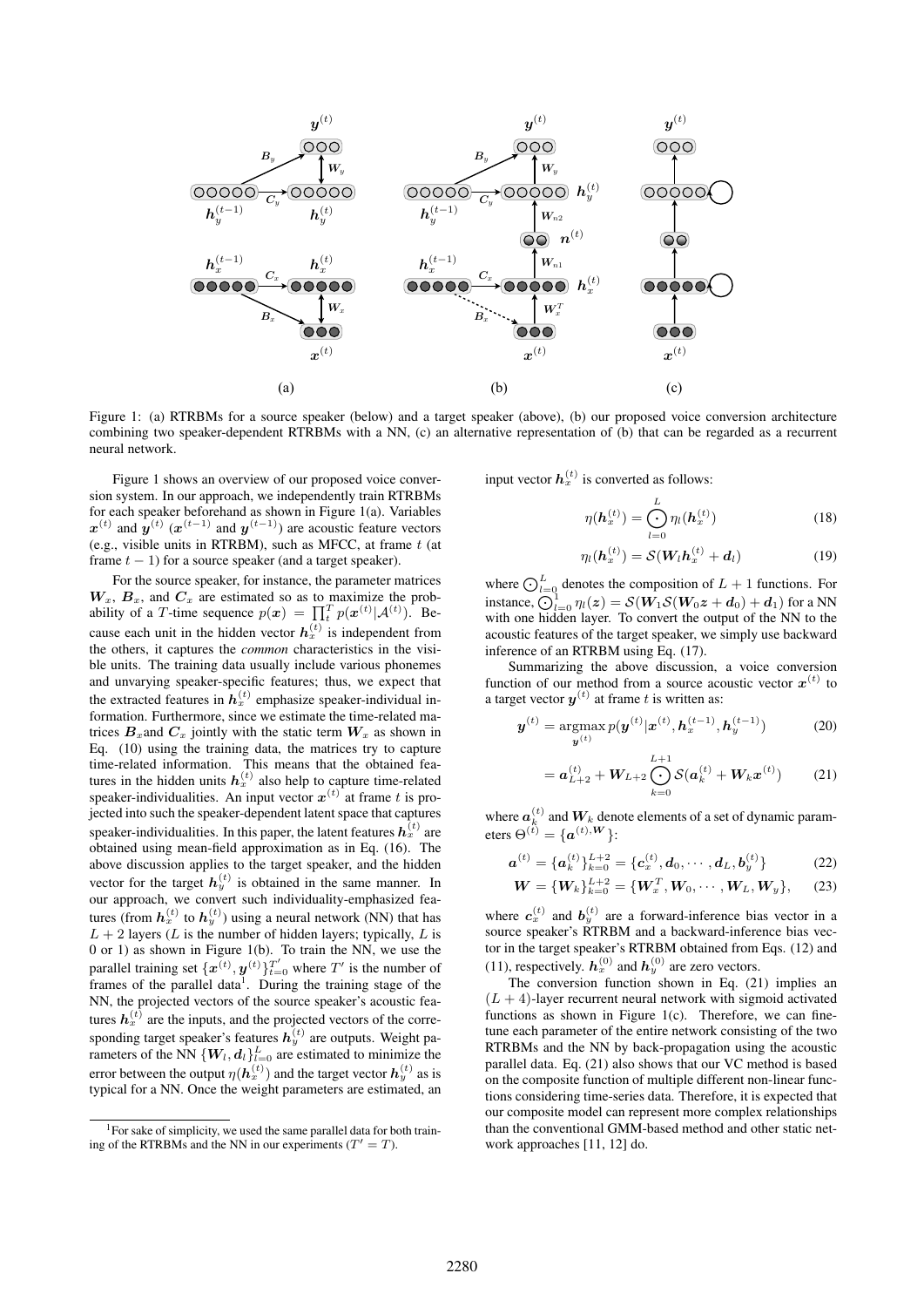Figure 1: (a) RTRBMs for a source speaker (below) and a target speaker (above), (b) our proposed voice conversion architecture combining two speaker-dependent RTRBMs with a NN, (c) an alternative representation of (b) that can be regarded as a recurrent neural network.

Figure 1 shows an overview of our proposed voice conversion system. In our approach, we independently train RTRBMs for each speaker beforehand as shown in Figure 1(a). Variables $\boldsymbol{x}^{(t)}$ and $\boldsymbol{y}^{(t)}$ ($\boldsymbol{x}^{(t-1)}$ and $\boldsymbol{y}^{(t-1)}$) are acoustic feature vectors (e.g., visible units in RTRBM), such as MFCC, at frame $t$ (at frame $t-1$) for a source speaker (and a target speaker).

For the source speaker, for instance, the parameter matrices $\boldsymbol{W}_x$, $\boldsymbol{B}_x$, and $\boldsymbol{C}_x$ are estimated so as to maximize the probability of a $T$-time sequence $p(\boldsymbol{x}) = \prod_t^T p(\boldsymbol{x}^{(t)}|\mathcal{A}^{(t)})$. Because each unit in the hidden vector $\boldsymbol{h}_x^{(t)}$ is independent from the others, it captures the *common* characteristics in the visible units. The training data usually include various phonemes and unvarying speaker-specific features; thus, we expect that the extracted features in $\boldsymbol{h}_x^{(t)}$ emphasize speaker-individual information. Furthermore, since we estimate the time-related matrices $\boldsymbol{B}_x$and $\boldsymbol{C}_x$ jointly with the static term $\boldsymbol{W}_x$ as shown in Eq. (10) using the training data, the matrices try to capture time-related information. This means that the obtained features in the hidden units $\boldsymbol{h}_x^{(t)}$ also help to capture time-related speaker-individualities. An input vector $\boldsymbol{x}^{(t)}$ at frame $t$ is projected into such the speaker-dependent latent space that captures speaker-individualities. In this paper, the latent features $\boldsymbol{h}_x^{(t)}$ are obtained using mean-field approximation as in Eq. (16). The above discussion applies to the target speaker, and the hidden vector for the target $\boldsymbol{h}_y^{(t)}$ is obtained in the same manner. In our approach, we convert such individuality-emphasized features (from $\boldsymbol{h}_x^{(t)}$ to $\boldsymbol{h}_y^{(t)}$) using a neural network (NN) that has $L+2$ layers ($L$ is the number of hidden layers; typically, $L$ is 0 or 1) as shown in Figure 1(b). To train the NN, we use the parallel training set $\{\boldsymbol{x}^{(t)}, \boldsymbol{y}^{(t)}\}_{t=0}^{T'}$ where $T'$ is the number of frames of the parallel data[1]. During the training stage of the NN, the projected vectors of the source speaker's acoustic features $\boldsymbol{h}_x^{(t)}$ are the inputs, and the projected vectors of the corresponding target speaker's features $\boldsymbol{h}_y^{(t)}$ are outputs. Weight parameters of the NN $\{\boldsymbol{W}_l, \boldsymbol{d}_l\}_{l=0}^{L}$ are estimated to minimize the error between the output $\eta(\boldsymbol{h}_x^{(t)})$ and the target vector $\boldsymbol{h}_y^{(t)}$ as is typical for a NN. Once the weight parameters are estimated, an input vector $\boldsymbol{h}_x^{(t)}$ is converted as follows:

$$\eta(\boldsymbol{h}_x^{(t)}) = \bigodot_{l=0}^{L} \eta_l(\boldsymbol{h}_x^{(t)}) \tag{18}$$

$$\eta_l(\boldsymbol{h}_x^{(t)}) = \mathcal{S}(\boldsymbol{W}_l \boldsymbol{h}_x^{(t)} + \boldsymbol{d}_l) \tag{19}$$

where $\bigodot_{l=0}^{L}$ denotes the composition of $L+1$ functions. For instance, $\bigodot_{l=0}^{1} \eta_l(\boldsymbol{z}) = \mathcal{S}(\boldsymbol{W}_1 \mathcal{S}(\boldsymbol{W}_0 \boldsymbol{z} + \boldsymbol{d}_0) + \boldsymbol{d}_1)$ for a NN with one hidden layer. To convert the output of the NN to the acoustic features of the target speaker, we simply use backward inference of an RTRBM using Eq. (17).

Summarizing the above discussion, a voice conversion function of our method from a source acoustic vector $\boldsymbol{x}^{(t)}$ to a target vector $\boldsymbol{y}^{(t)}$ at frame $t$ is written as:

$$\boldsymbol{y}^{(t)} = \underset{\boldsymbol{y}^{(t)}}{\operatorname{argmax}}\, p(\boldsymbol{y}^{(t)}|\boldsymbol{x}^{(t)}, \boldsymbol{h}_x^{(t-1)}, \boldsymbol{h}_y^{(t-1)}) \tag{20}$$

$$= \boldsymbol{a}_{L+2}^{(t)} + \boldsymbol{W}_{L+2} \bigodot_{k=0}^{L+1} \mathcal{S}(\boldsymbol{a}_k^{(t)} + \boldsymbol{W}_k \boldsymbol{x}^{(t)}) \tag{21}$$

where $\boldsymbol{a}_k^{(t)}$ and $\boldsymbol{W}_k$ denote elements of a set of dynamic parameters $\Theta^{(t)} = \{\boldsymbol{a}^{(t),\boldsymbol{W}}\}$:

$$\boldsymbol{a}^{(t)} = \{\boldsymbol{a}_k^{(t)}\}_{k=0}^{L+2} = \{\boldsymbol{c}_x^{(t)}, \boldsymbol{d}_0, \cdots, \boldsymbol{d}_L, \boldsymbol{b}_y^{(t)}\} \tag{22}$$

$$\boldsymbol{W} = \{\boldsymbol{W}_k\}_{k=0}^{L+2} = \{\boldsymbol{W}_x^T, \boldsymbol{W}_0, \cdots, \boldsymbol{W}_L, \boldsymbol{W}_y\}, \tag{23}$$

where $\boldsymbol{c}_x^{(t)}$ and $\boldsymbol{b}_y^{(t)}$ are a forward-inference bias vector in a source speaker's RTRBM and a backward-inference bias vector in the target speaker's RTRBM obtained from Eqs. (12) and (11), respectively. $\boldsymbol{h}_x^{(0)}$ and $\boldsymbol{h}_y^{(0)}$ are zero vectors.

The conversion function shown in Eq. (21) implies an $(L+4)$-layer recurrent neural network with sigmoid activated functions as shown in Figure 1(c). Therefore, we can fine-tune each parameter of the entire network consisting of the two RTRBMs and the NN by back-propagation using the acoustic parallel data. Eq. (21) also shows that our VC method is based on the composite function of multiple different non-linear functions considering time-series data. Therefore, it is expected that our composite model can represent more complex relationships than the conventional GMM-based method and other static network approaches [11, 12] do.

[1] For sake of simplicity, we used the same parallel data for both training of the RTRBMs and the NN in our experiments ($T' = T$).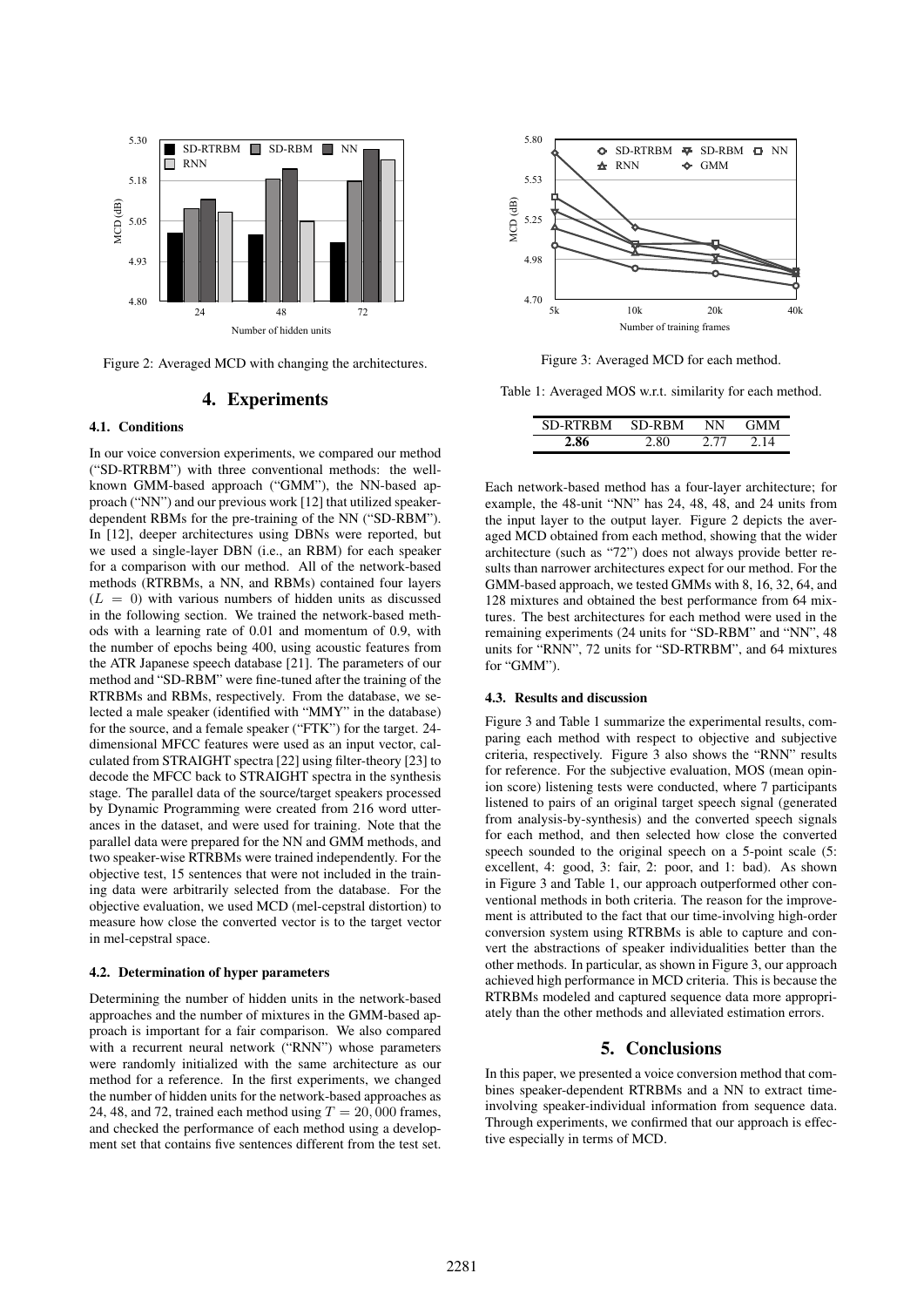5.30

SD-RTRBM SD-RBM NN RNN

5.18

5.05

4.93

4.80

MCD (dB)

24 48 72

Number of hidden units

Figure 2: Averaged MCD with changing the architectures.

5.80

SD-RTRBM SD-RBM NN RNN GMM

5.53

5.25

4.98

4.70

MCD (dB)

5k 10k 20k 40k

Number of training frames

Figure 3: Averaged MCD for each method.

Table 1: Averaged MOS w.r.t. similarity for each method.

| SD-RTRBM | SD-RBM | NN | GMM |
|---|---|---|---|
| **2.86** | 2.80 | 2.77 | 2.14 |

# 4. Experiments

## 4.1. Conditions

In our voice conversion experiments, we compared our method ("SD-RTRBM") with three conventional methods: the well-known GMM-based approach ("GMM"), the NN-based approach ("NN") and our previous work [12] that utilized speaker-dependent RBMs for the pre-training of the NN ("SD-RBM"). In [12], deeper architectures using DBNs were reported, but we used a single-layer DBN (i.e., an RBM) for each speaker for a comparison with our method. All of the network-based methods (RTRBMs, a NN, and RBMs) contained four layers ($L = 0$) with various numbers of hidden units as discussed in the following section. We trained the network-based methods with a learning rate of 0.01 and momentum of 0.9, with the number of epochs being 400, using acoustic features from the ATR Japanese speech database [21]. The parameters of our method and "SD-RBM" were fine-tuned after the training of the RTRBMs and RBMs, respectively. From the database, we selected a male speaker (identified with "MMY" in the database) for the source, and a female speaker ("FTK") for the target. 24-dimensional MFCC features were used as an input vector, calculated from STRAIGHT spectra [22] using filter-theory [23] to decode the MFCC back to STRAIGHT spectra in the synthesis stage. The parallel data of the source/target speakers processed by Dynamic Programming were created from 216 word utterances in the dataset, and were used for training. Note that the parallel data were prepared for the NN and GMM methods, and two speaker-wise RTRBMs were trained independently. For the objective test, 15 sentences that were not included in the training data were arbitrarily selected from the database. For the objective evaluation, we used MCD (mel-cepstral distortion) to measure how close the converted vector is to the target vector in mel-cepstral space.

## 4.2. Determination of hyper parameters

Determining the number of hidden units in the network-based approaches and the number of mixtures in the GMM-based approach is important for a fair comparison. We also compared with a recurrent neural network ("RNN") whose parameters were randomly initialized with the same architecture as our method for a reference. In the first experiments, we changed the number of hidden units for the network-based approaches as 24, 48, and 72, trained each method using $T = 20,000$ frames, and checked the performance of each method using a development set that contains five sentences different from the test set. Each network-based method has a four-layer architecture; for example, the 48-unit "NN" has 24, 48, 48, and 24 units from the input layer to the output layer. Figure 2 depicts the averaged MCD obtained from each method, showing that the wider architecture (such as "72") does not always provide better results than narrower architectures expect for our method. For the GMM-based approach, we tested GMMs with 8, 16, 32, 64, and 128 mixtures and obtained the best performance from 64 mixtures. The best architectures for each method were used in the remaining experiments (24 units for "SD-RBM" and "NN", 48 units for "RNN", 72 units for "SD-RTRBM", and 64 mixtures for "GMM").

## 4.3. Results and discussion

Figure 3 and Table 1 summarize the experimental results, comparing each method with respect to objective and subjective criteria, respectively. Figure 3 also shows the "RNN" results for reference. For the subjective evaluation, MOS (mean opinion score) listening tests were conducted, where 7 participants listened to pairs of an original target speech signal (generated from analysis-by-synthesis) and the converted speech signals for each method, and then selected how close the converted speech sounded to the original speech on a 5-point scale (5: excellent, 4: good, 3: fair, 2: poor, and 1: bad). As shown in Figure 3 and Table 1, our approach outperformed other conventional methods in both criteria. The reason for the improvement is attributed to the fact that our time-involving high-order conversion system using RTRBMs is able to capture and convert the abstractions of speaker individualities better than the other methods. In particular, as shown in Figure 3, our approach achieved high performance in MCD criteria. This is because the RTRBMs modeled and captured sequence data more appropriately than the other methods and alleviated estimation errors.

# 5. Conclusions

In this paper, we presented a voice conversion method that combines speaker-dependent RTRBMs and a NN to extract time-involving speaker-individual information from sequence data. Through experiments, we confirmed that our approach is effective especially in terms of MCD.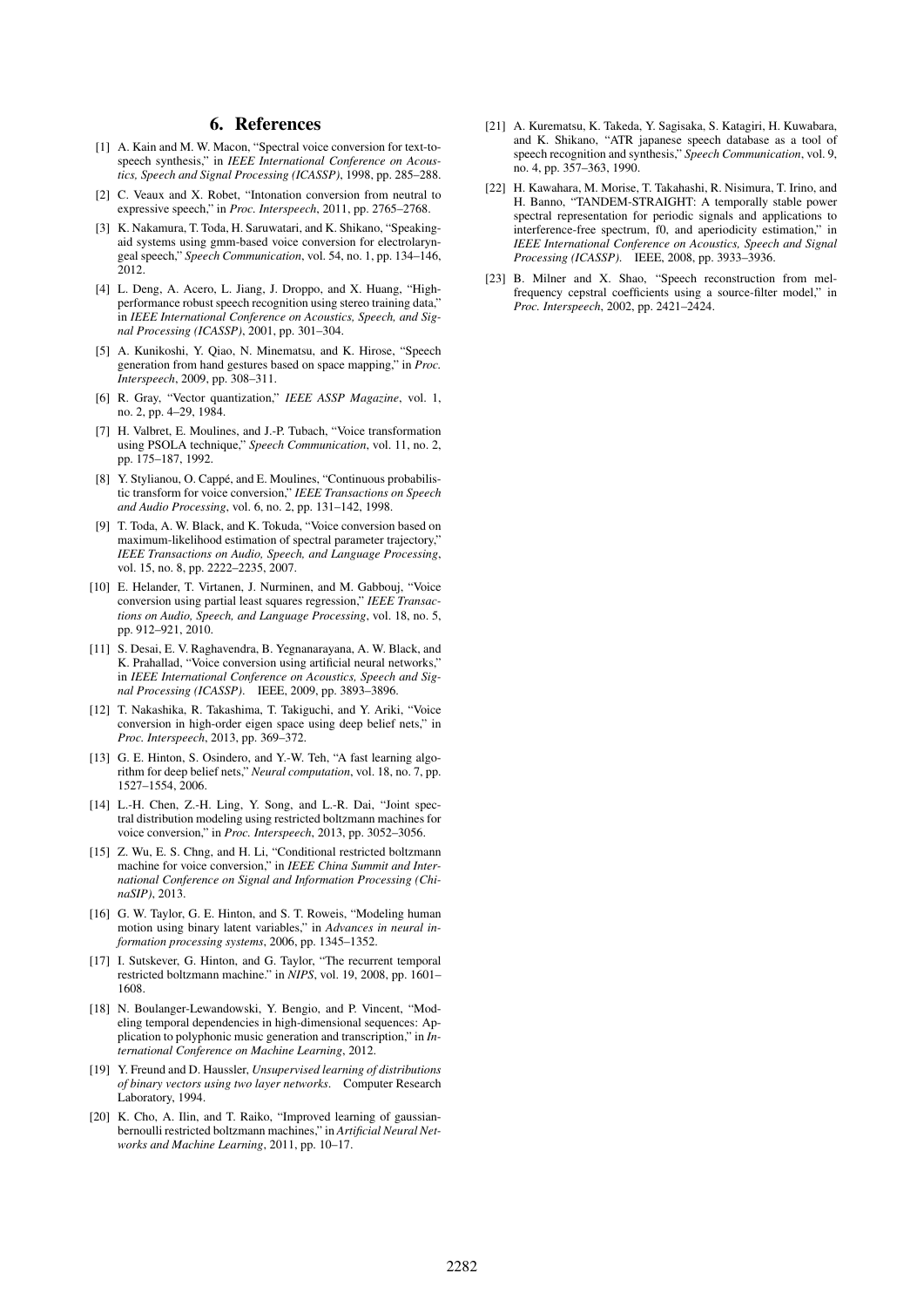## 6. References

[1] A. Kain and M. W. Macon, "Spectral voice conversion for text-to-speech synthesis," in *IEEE International Conference on Acoustics, Speech and Signal Processing (ICASSP)*, 1998, pp. 285–288.

[2] C. Veaux and X. Robet, "Intonation conversion from neutral to expressive speech," in *Proc. Interspeech*, 2011, pp. 2765–2768.

[3] K. Nakamura, T. Toda, H. Saruwatari, and K. Shikano, "Speaking-aid systems using gmm-based voice conversion for electrolaryngeal speech," *Speech Communication*, vol. 54, no. 1, pp. 134–146, 2012.

[4] L. Deng, A. Acero, L. Jiang, J. Droppo, and X. Huang, "High-performance robust speech recognition using stereo training data," in *IEEE International Conference on Acoustics, Speech, and Signal Processing (ICASSP)*, 2001, pp. 301–304.

[5] A. Kunikoshi, Y. Qiao, N. Minematsu, and K. Hirose, "Speech generation from hand gestures based on space mapping," in *Proc. Interspeech*, 2009, pp. 308–311.

[6] R. Gray, "Vector quantization," *IEEE ASSP Magazine*, vol. 1, no. 2, pp. 4–29, 1984.

[7] H. Valbret, E. Moulines, and J.-P. Tubach, "Voice transformation using PSOLA technique," *Speech Communication*, vol. 11, no. 2, pp. 175–187, 1992.

[8] Y. Stylianou, O. Cappé, and E. Moulines, "Continuous probabilistic transform for voice conversion," *IEEE Transactions on Speech and Audio Processing*, vol. 6, no. 2, pp. 131–142, 1998.

[9] T. Toda, A. W. Black, and K. Tokuda, "Voice conversion based on maximum-likelihood estimation of spectral parameter trajectory," *IEEE Transactions on Audio, Speech, and Language Processing*, vol. 15, no. 8, pp. 2222–2235, 2007.

[10] E. Helander, T. Virtanen, J. Nurminen, and M. Gabbouj, "Voice conversion using partial least squares regression," *IEEE Transactions on Audio, Speech, and Language Processing*, vol. 18, no. 5, pp. 912–921, 2010.

[11] S. Desai, E. V. Raghavendra, B. Yegnanarayana, A. W. Black, and K. Prahallad, "Voice conversion using artificial neural networks," in *IEEE International Conference on Acoustics, Speech and Signal Processing (ICASSP)*. IEEE, 2009, pp. 3893–3896.

[12] T. Nakashika, R. Takashima, T. Takiguchi, and Y. Ariki, "Voice conversion in high-order eigen space using deep belief nets," in *Proc. Interspeech*, 2013, pp. 369–372.

[13] G. E. Hinton, S. Osindero, and Y.-W. Teh, "A fast learning algorithm for deep belief nets," *Neural computation*, vol. 18, no. 7, pp. 1527–1554, 2006.

[14] L.-H. Chen, Z.-H. Ling, Y. Song, and L.-R. Dai, "Joint spectral distribution modeling using restricted boltzmann machines for voice conversion," in *Proc. Interspeech*, 2013, pp. 3052–3056.

[15] Z. Wu, E. S. Chng, and H. Li, "Conditional restricted boltzmann machine for voice conversion," in *IEEE China Summit and International Conference on Signal and Information Processing (ChinaSIP)*, 2013.

[16] G. W. Taylor, G. E. Hinton, and S. T. Roweis, "Modeling human motion using binary latent variables," in *Advances in neural information processing systems*, 2006, pp. 1345–1352.

[17] I. Sutskever, G. Hinton, and G. Taylor, "The recurrent temporal restricted boltzmann machine." in *NIPS*, vol. 19, 2008, pp. 1601–1608.

[18] N. Boulanger-Lewandowski, Y. Bengio, and P. Vincent, "Modeling temporal dependencies in high-dimensional sequences: Application to polyphonic music generation and transcription," in *International Conference on Machine Learning*, 2012.

[19] Y. Freund and D. Haussler, *Unsupervised learning of distributions of binary vectors using two layer networks*. Computer Research Laboratory, 1994.

[20] K. Cho, A. Ilin, and T. Raiko, "Improved learning of gaussian-bernoulli restricted boltzmann machines," in *Artificial Neural Networks and Machine Learning*, 2011, pp. 10–17.

[21] A. Kurematsu, K. Takeda, Y. Sagisaka, S. Katagiri, H. Kuwabara, and K. Shikano, "ATR japanese speech database as a tool of speech recognition and synthesis," *Speech Communication*, vol. 9, no. 4, pp. 357–363, 1990.

[22] H. Kawahara, M. Morise, T. Takahashi, R. Nisimura, T. Irino, and H. Banno, "TANDEM-STRAIGHT: A temporally stable power spectral representation for periodic signals and applications to interference-free spectrum, f0, and aperiodicity estimation," in *IEEE International Conference on Acoustics, Speech and Signal Processing (ICASSP)*. IEEE, 2008, pp. 3933–3936.

[23] B. Milner and X. Shao, "Speech reconstruction from mel-frequency cepstral coefficients using a source-filter model," in *Proc. Interspeech*, 2002, pp. 2421–2424.